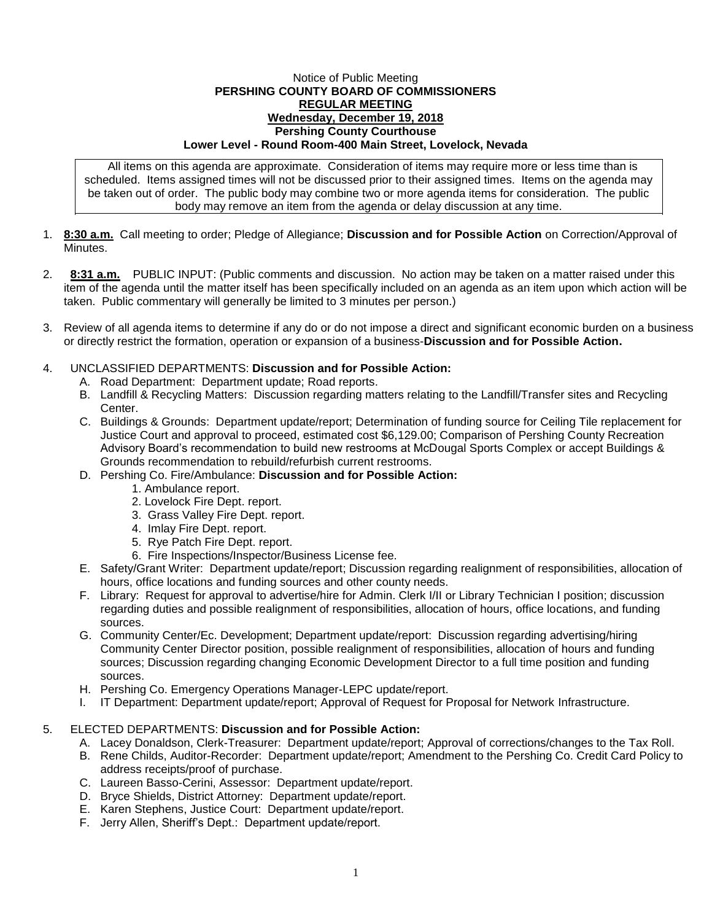Notice of Public Meeting

**PERSHING COUNTY BOARD OF COMMISSIONERS**

**REGULAR MEETING**

**Wednesday, December 19, 2018**

**Pershing County Courthouse**

**Lower Level - Round Room-400 Main Street, Lovelock, Nevada**

All items on this agenda are approximate. Consideration of items may require more or less time than is scheduled. Items assigned times will not be discussed prior to their assigned times. Items on the agenda may be taken out of order. The public body may combine two or more agenda items for consideration. The public body may remove an item from the agenda or delay discussion at any time.

1. **8:30 a.m.** Call meeting to order; Pledge of Allegiance; **Discussion and for Possible Action** on Correction/Approval of Minutes.

2. **8:31 a.m.** PUBLIC INPUT: (Public comments and discussion. No action may be taken on a matter raised under this item of the agenda until the matter itself has been specifically included on an agenda as an item upon which action will be taken. Public commentary will generally be limited to 3 minutes per person.)

3. Review of all agenda items to determine if any do or do not impose a direct and significant economic burden on a business or directly restrict the formation, operation or expansion of a business-**Discussion and for Possible Action.**

4. UNCLASSIFIED DEPARTMENTS: **Discussion and for Possible Action:**
   - A. Road Department: Department update; Road reports.
   - B. Landfill & Recycling Matters: Discussion regarding matters relating to the Landfill/Transfer sites and Recycling Center.
   - C. Buildings & Grounds: Department update/report; Determination of funding source for Ceiling Tile replacement for Justice Court and approval to proceed, estimated cost $6,129.00; Comparison of Pershing County Recreation Advisory Board's recommendation to build new restrooms at McDougal Sports Complex or accept Buildings & Grounds recommendation to rebuild/refurbish current restrooms.
   - D. Pershing Co. Fire/Ambulance: **Discussion and for Possible Action:**
     1. Ambulance report.
     2. Lovelock Fire Dept. report.
     3. Grass Valley Fire Dept. report.
     4. Imlay Fire Dept. report.
     5. Rye Patch Fire Dept. report.
     6. Fire Inspections/Inspector/Business License fee.
   - E. Safety/Grant Writer: Department update/report; Discussion regarding realignment of responsibilities, allocation of hours, office locations and funding sources and other county needs.
   - F. Library: Request for approval to advertise/hire for Admin. Clerk I/II or Library Technician I position; discussion regarding duties and possible realignment of responsibilities, allocation of hours, office locations, and funding sources.
   - G. Community Center/Ec. Development; Department update/report: Discussion regarding advertising/hiring Community Center Director position, possible realignment of responsibilities, allocation of hours and funding sources; Discussion regarding changing Economic Development Director to a full time position and funding sources.
   - H. Pershing Co. Emergency Operations Manager-LEPC update/report.
   - I. IT Department: Department update/report; Approval of Request for Proposal for Network Infrastructure.

5. ELECTED DEPARTMENTS: **Discussion and for Possible Action:**
   - A. Lacey Donaldson, Clerk-Treasurer: Department update/report; Approval of corrections/changes to the Tax Roll.
   - B. Rene Childs, Auditor-Recorder: Department update/report; Amendment to the Pershing Co. Credit Card Policy to address receipts/proof of purchase.
   - C. Laureen Basso-Cerini, Assessor: Department update/report.
   - D. Bryce Shields, District Attorney: Department update/report.
   - E. Karen Stephens, Justice Court: Department update/report.
   - F. Jerry Allen, Sheriff's Dept.: Department update/report.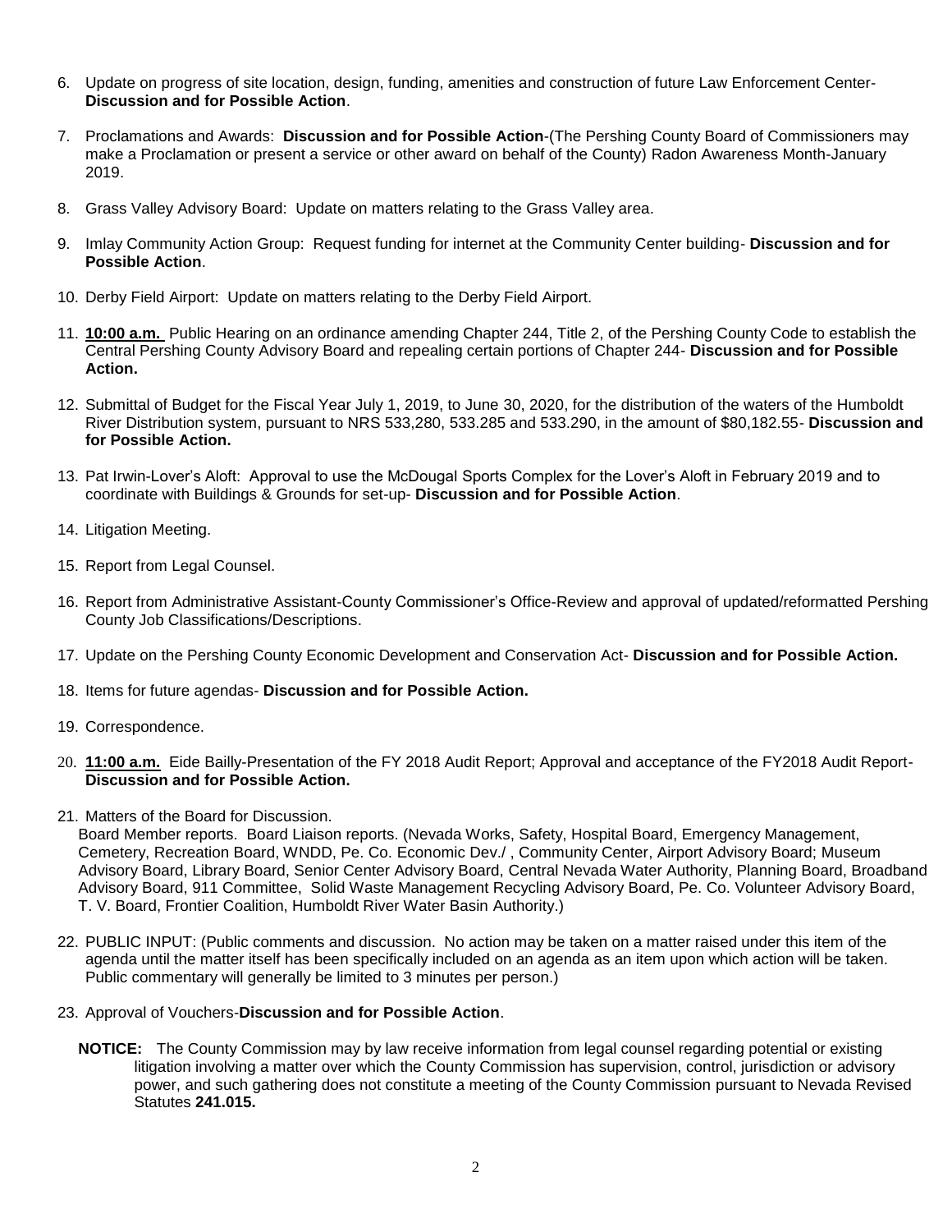6. Update on progress of site location, design, funding, amenities and construction of future Law Enforcement Center- **Discussion and for Possible Action**.

7. Proclamations and Awards: **Discussion and for Possible Action**-(The Pershing County Board of Commissioners may make a Proclamation or present a service or other award on behalf of the County) Radon Awareness Month-January 2019.

8. Grass Valley Advisory Board: Update on matters relating to the Grass Valley area.

9. Imlay Community Action Group: Request funding for internet at the Community Center building- **Discussion and for Possible Action**.

10. Derby Field Airport: Update on matters relating to the Derby Field Airport.

11. **10:00 a.m.** Public Hearing on an ordinance amending Chapter 244, Title 2, of the Pershing County Code to establish the Central Pershing County Advisory Board and repealing certain portions of Chapter 244- **Discussion and for Possible Action.**

12. Submittal of Budget for the Fiscal Year July 1, 2019, to June 30, 2020, for the distribution of the waters of the Humboldt River Distribution system, pursuant to NRS 533,280, 533.285 and 533.290, in the amount of $80,182.55- **Discussion and for Possible Action.**

13. Pat Irwin-Lover's Aloft: Approval to use the McDougal Sports Complex for the Lover's Aloft in February 2019 and to coordinate with Buildings & Grounds for set-up- **Discussion and for Possible Action**.

14. Litigation Meeting.

15. Report from Legal Counsel.

16. Report from Administrative Assistant-County Commissioner's Office-Review and approval of updated/reformatted Pershing County Job Classifications/Descriptions.

17. Update on the Pershing County Economic Development and Conservation Act- **Discussion and for Possible Action.**

18. Items for future agendas- **Discussion and for Possible Action.**

19. Correspondence.

20. **11:00 a.m.** Eide Bailly-Presentation of the FY 2018 Audit Report; Approval and acceptance of the FY2018 Audit Report- **Discussion and for Possible Action.**

21. Matters of the Board for Discussion.
    Board Member reports. Board Liaison reports. (Nevada Works, Safety, Hospital Board, Emergency Management, Cemetery, Recreation Board, WNDD, Pe. Co. Economic Dev./ , Community Center, Airport Advisory Board; Museum Advisory Board, Library Board, Senior Center Advisory Board, Central Nevada Water Authority, Planning Board, Broadband Advisory Board, 911 Committee, Solid Waste Management Recycling Advisory Board, Pe. Co. Volunteer Advisory Board, T. V. Board, Frontier Coalition, Humboldt River Water Basin Authority.)

22. PUBLIC INPUT: (Public comments and discussion. No action may be taken on a matter raised under this item of the agenda until the matter itself has been specifically included on an agenda as an item upon which action will be taken. Public commentary will generally be limited to 3 minutes per person.)

23. Approval of Vouchers-**Discussion and for Possible Action**.

**NOTICE:** The County Commission may by law receive information from legal counsel regarding potential or existing litigation involving a matter over which the County Commission has supervision, control, jurisdiction or advisory power, and such gathering does not constitute a meeting of the County Commission pursuant to Nevada Revised Statutes **241.015.**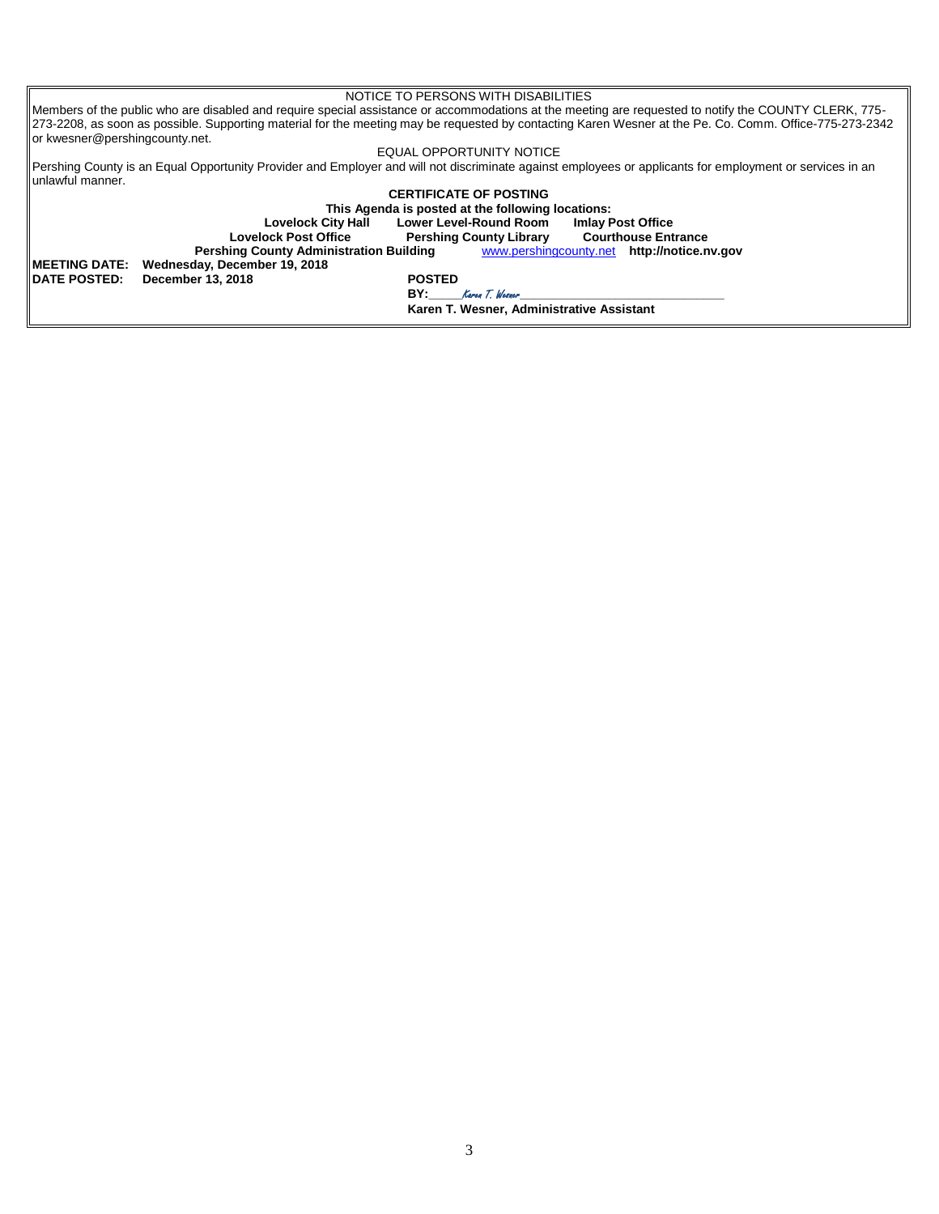NOTICE TO PERSONS WITH DISABILITIES

Members of the public who are disabled and require special assistance or accommodations at the meeting are requested to notify the COUNTY CLERK, 775-273-2208, as soon as possible. Supporting material for the meeting may be requested by contacting Karen Wesner at the Pe. Co. Comm. Office-775-273-2342 or kwesner@pershingcounty.net.

EQUAL OPPORTUNITY NOTICE

Pershing County is an Equal Opportunity Provider and Employer and will not discriminate against employees or applicants for employment or services in an unlawful manner.

**CERTIFICATE OF POSTING**

**This Agenda is posted at the following locations:**

**Lovelock City Hall** **Lower Level-Round Room** **Imlay Post Office**
**Lovelock Post Office** **Pershing County Library** **Courthouse Entrance**
**Pershing County Administration Building** www.pershingcounty.net **http://notice.nv.gov**

**MEETING DATE:** **Wednesday, December 19, 2018**
**DATE POSTED:** **December 13, 2018**

**POSTED**
**BY:** *Karen T. Wesner*
**Karen T. Wesner, Administrative Assistant**